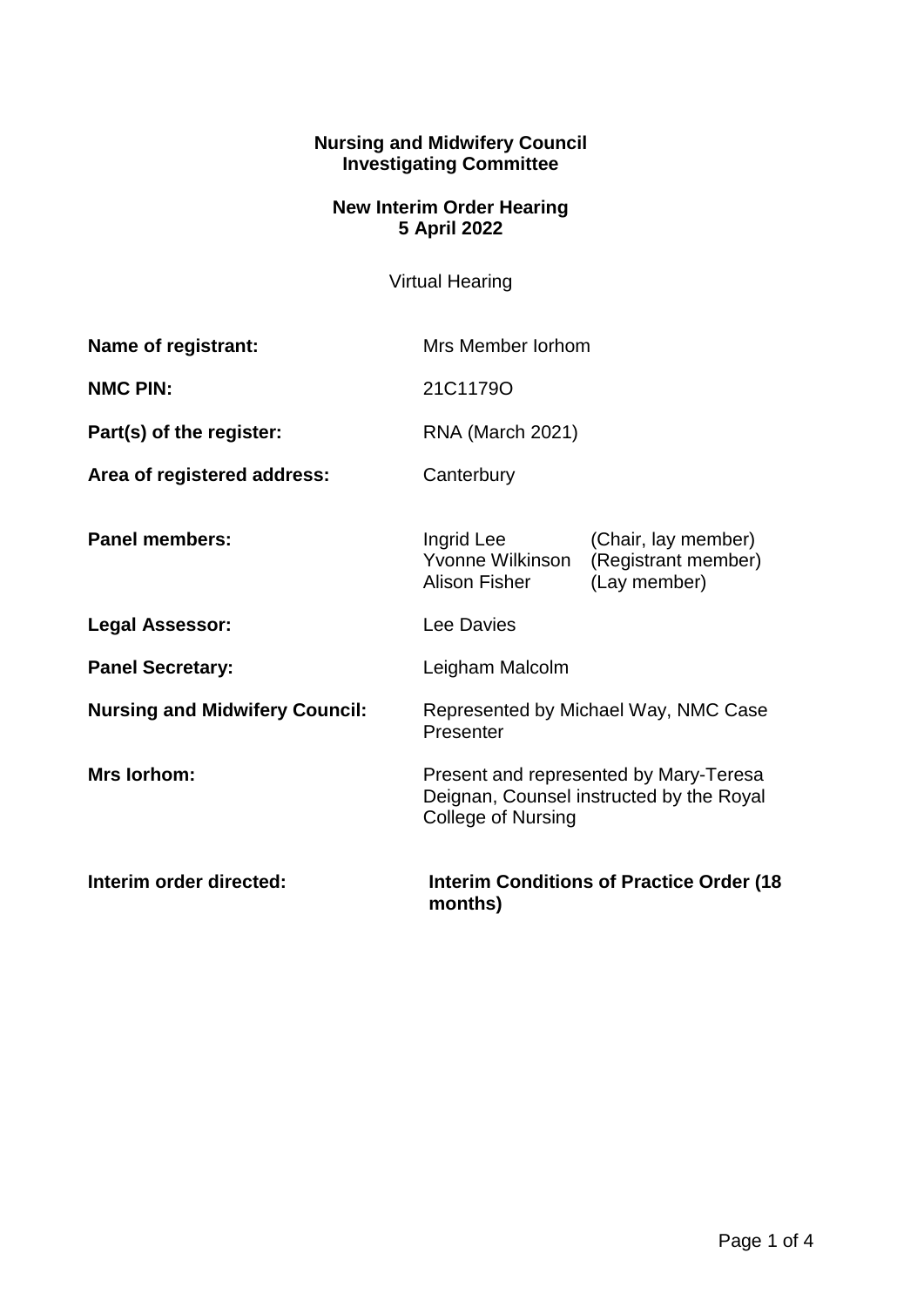**Nursing and Midwifery Council**
**Investigating Committee**

**New Interim Order Hearing**
**5 April 2022**

Virtual Hearing

**Name of registrant:** Mrs Member Iorhom

**NMC PIN:** 21C1179O

**Part(s) of the register:** RNA (March 2021)

**Area of registered address:** Canterbury

**Panel members:**

| | |
|---|---|
| Ingrid Lee | (Chair, lay member) |
| Yvonne Wilkinson | (Registrant member) |
| Alison Fisher | (Lay member) |

**Legal Assessor:** Lee Davies

**Panel Secretary:** Leigham Malcolm

**Nursing and Midwifery Council:** Represented by Michael Way, NMC Case Presenter

**Mrs Iorhom:** Present and represented by Mary-Teresa Deignan, Counsel instructed by the Royal College of Nursing

**Interim order directed:** **Interim Conditions of Practice Order (18 months)**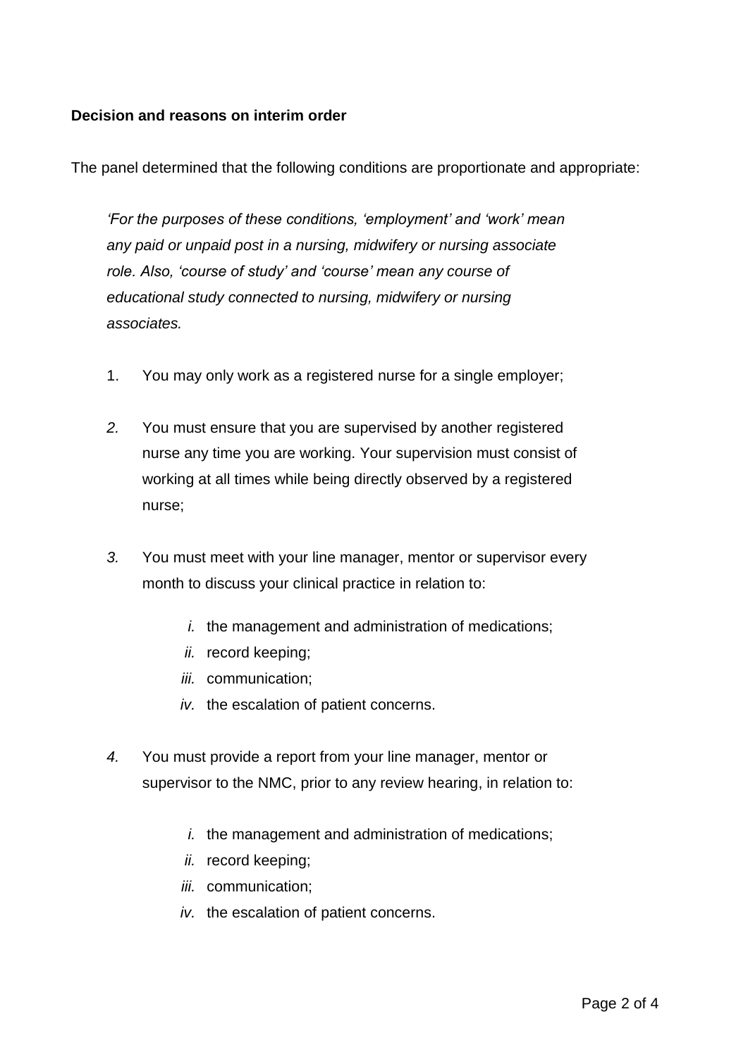**Decision and reasons on interim order**

The panel determined that the following conditions are proportionate and appropriate:

*'For the purposes of these conditions, 'employment' and 'work' mean any paid or unpaid post in a nursing, midwifery or nursing associate role. Also, 'course of study' and 'course' mean any course of educational study connected to nursing, midwifery or nursing associates.*

1. You may only work as a registered nurse for a single employer;

2. You must ensure that you are supervised by another registered nurse any time you are working. Your supervision must consist of working at all times while being directly observed by a registered nurse;

3. You must meet with your line manager, mentor or supervisor every month to discuss your clinical practice in relation to:

    *i.* the management and administration of medications;
    *ii.* record keeping;
    *iii.* communication;
    *iv.* the escalation of patient concerns.

4. You must provide a report from your line manager, mentor or supervisor to the NMC, prior to any review hearing, in relation to:

    *i.* the management and administration of medications;
    *ii.* record keeping;
    *iii.* communication;
    *iv.* the escalation of patient concerns.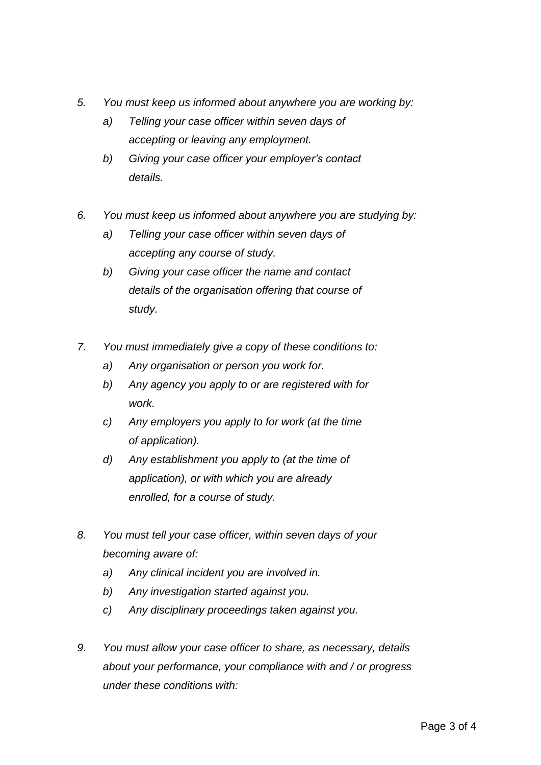5. *You must keep us informed about anywhere you are working by:*
    a) *Telling your case officer within seven days of accepting or leaving any employment.*
    b) *Giving your case officer your employer's contact details.*

6. *You must keep us informed about anywhere you are studying by:*
    a) *Telling your case officer within seven days of accepting any course of study.*
    b) *Giving your case officer the name and contact details of the organisation offering that course of study.*

7. *You must immediately give a copy of these conditions to:*
    a) *Any organisation or person you work for.*
    b) *Any agency you apply to or are registered with for work.*
    c) *Any employers you apply to for work (at the time of application).*
    d) *Any establishment you apply to (at the time of application), or with which you are already enrolled, for a course of study.*

8. *You must tell your case officer, within seven days of your becoming aware of:*
    a) *Any clinical incident you are involved in.*
    b) *Any investigation started against you.*
    c) *Any disciplinary proceedings taken against you.*

9. *You must allow your case officer to share, as necessary, details about your performance, your compliance with and / or progress under these conditions with:*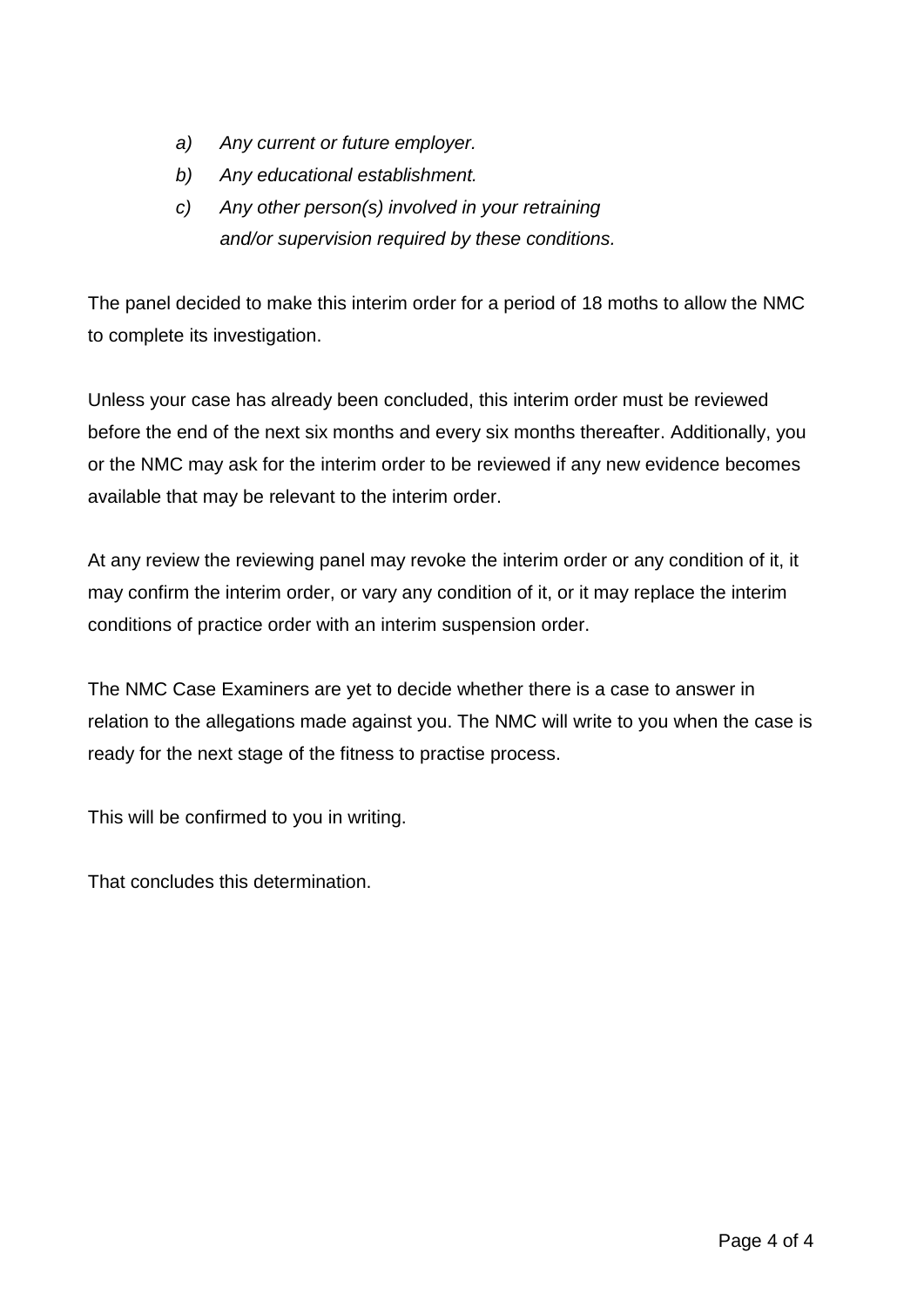*a) Any current or future employer.*

*b) Any educational establishment.*

*c) Any other person(s) involved in your retraining and/or supervision required by these conditions.*

The panel decided to make this interim order for a period of 18 moths to allow the NMC to complete its investigation.

Unless your case has already been concluded, this interim order must be reviewed before the end of the next six months and every six months thereafter. Additionally, you or the NMC may ask for the interim order to be reviewed if any new evidence becomes available that may be relevant to the interim order.

At any review the reviewing panel may revoke the interim order or any condition of it, it may confirm the interim order, or vary any condition of it, or it may replace the interim conditions of practice order with an interim suspension order.

The NMC Case Examiners are yet to decide whether there is a case to answer in relation to the allegations made against you. The NMC will write to you when the case is ready for the next stage of the fitness to practise process.

This will be confirmed to you in writing.

That concludes this determination.